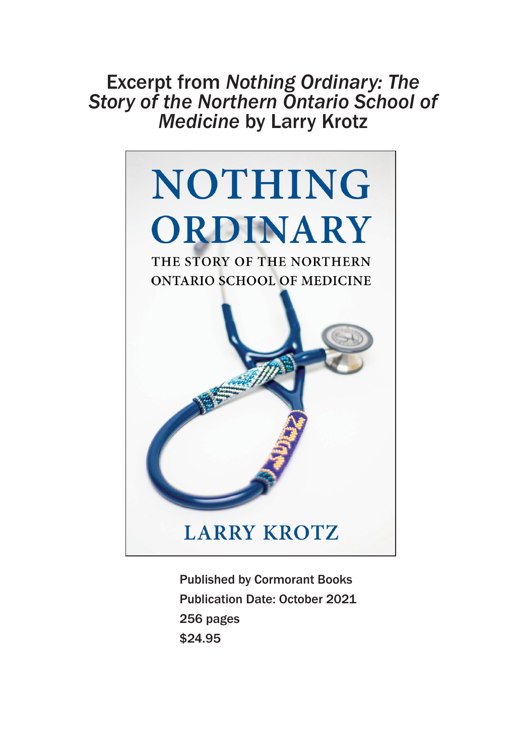# Excerpt from *Nothing Ordinary: The Story of the Northern Ontario School of Medicine* by Larry Krotz

NOTHING ORDINARY

THE STORY OF THE NORTHERN ONTARIO SCHOOL OF MEDICINE

LARRY KROTZ

Published by Cormorant Books
Publication Date: October 2021
256 pages
$24.95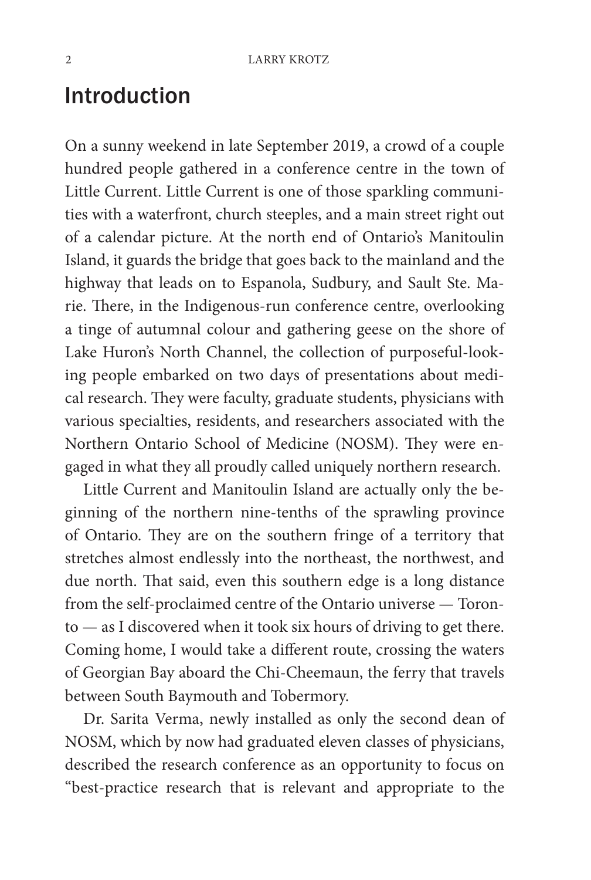# Introduction

On a sunny weekend in late September 2019, a crowd of a couple hundred people gathered in a conference centre in the town of Little Current. Little Current is one of those sparkling communities with a waterfront, church steeples, and a main street right out of a calendar picture. At the north end of Ontario's Manitoulin Island, it guards the bridge that goes back to the mainland and the highway that leads on to Espanola, Sudbury, and Sault Ste. Marie. There, in the Indigenous-run conference centre, overlooking a tinge of autumnal colour and gathering geese on the shore of Lake Huron's North Channel, the collection of purposeful-looking people embarked on two days of presentations about medical research. They were faculty, graduate students, physicians with various specialties, residents, and researchers associated with the Northern Ontario School of Medicine (NOSM). They were engaged in what they all proudly called uniquely northern research.

Little Current and Manitoulin Island are actually only the beginning of the northern nine-tenths of the sprawling province of Ontario. They are on the southern fringe of a territory that stretches almost endlessly into the northeast, the northwest, and due north. That said, even this southern edge is a long distance from the self-proclaimed centre of the Ontario universe — Toronto — as I discovered when it took six hours of driving to get there. Coming home, I would take a different route, crossing the waters of Georgian Bay aboard the Chi-Cheemaun, the ferry that travels between South Baymouth and Tobermory.

Dr. Sarita Verma, newly installed as only the second dean of NOSM, which by now had graduated eleven classes of physicians, described the research conference as an opportunity to focus on "best-practice research that is relevant and appropriate to the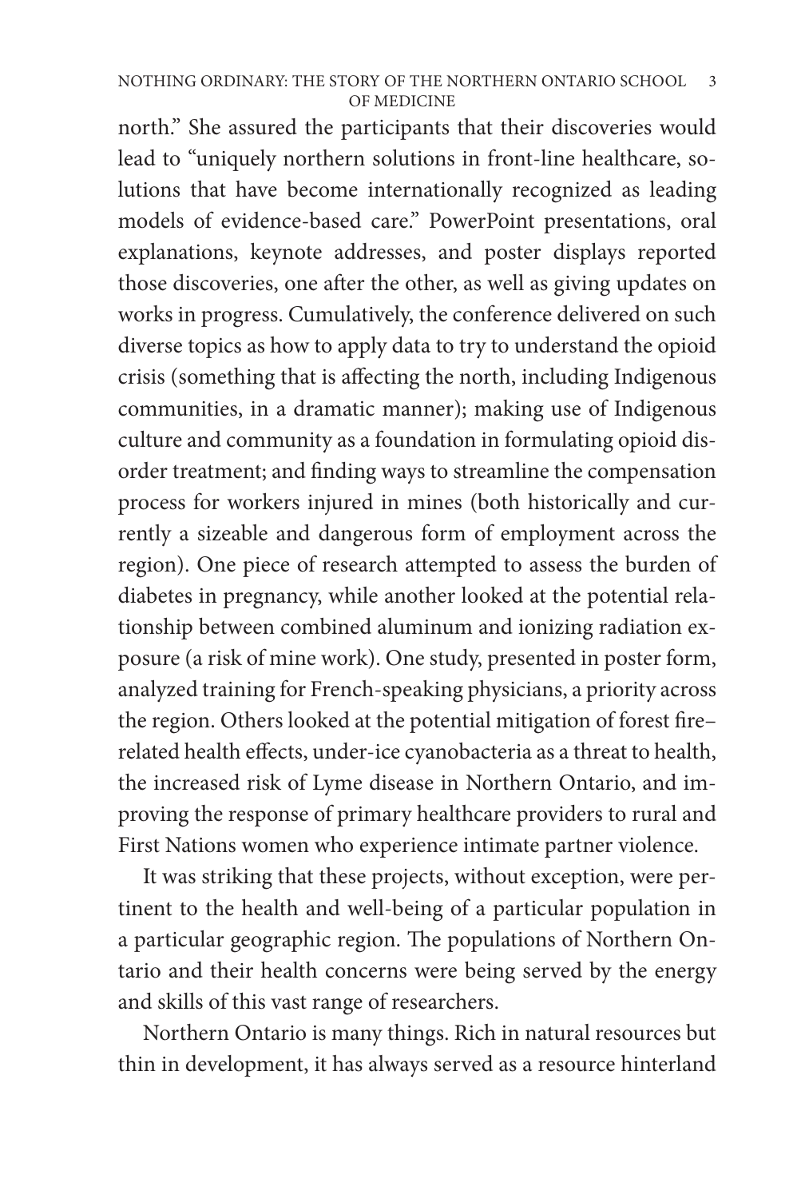north." She assured the participants that their discoveries would lead to "uniquely northern solutions in front-line healthcare, solutions that have become internationally recognized as leading models of evidence-based care." PowerPoint presentations, oral explanations, keynote addresses, and poster displays reported those discoveries, one after the other, as well as giving updates on works in progress. Cumulatively, the conference delivered on such diverse topics as how to apply data to try to understand the opioid crisis (something that is affecting the north, including Indigenous communities, in a dramatic manner); making use of Indigenous culture and community as a foundation in formulating opioid disorder treatment; and finding ways to streamline the compensation process for workers injured in mines (both historically and currently a sizeable and dangerous form of employment across the region). One piece of research attempted to assess the burden of diabetes in pregnancy, while another looked at the potential relationship between combined aluminum and ionizing radiation exposure (a risk of mine work). One study, presented in poster form, analyzed training for French-speaking physicians, a priority across the region. Others looked at the potential mitigation of forest fire–related health effects, under-ice cyanobacteria as a threat to health, the increased risk of Lyme disease in Northern Ontario, and improving the response of primary healthcare providers to rural and First Nations women who experience intimate partner violence.

It was striking that these projects, without exception, were pertinent to the health and well-being of a particular population in a particular geographic region. The populations of Northern Ontario and their health concerns were being served by the energy and skills of this vast range of researchers.

Northern Ontario is many things. Rich in natural resources but thin in development, it has always served as a resource hinterland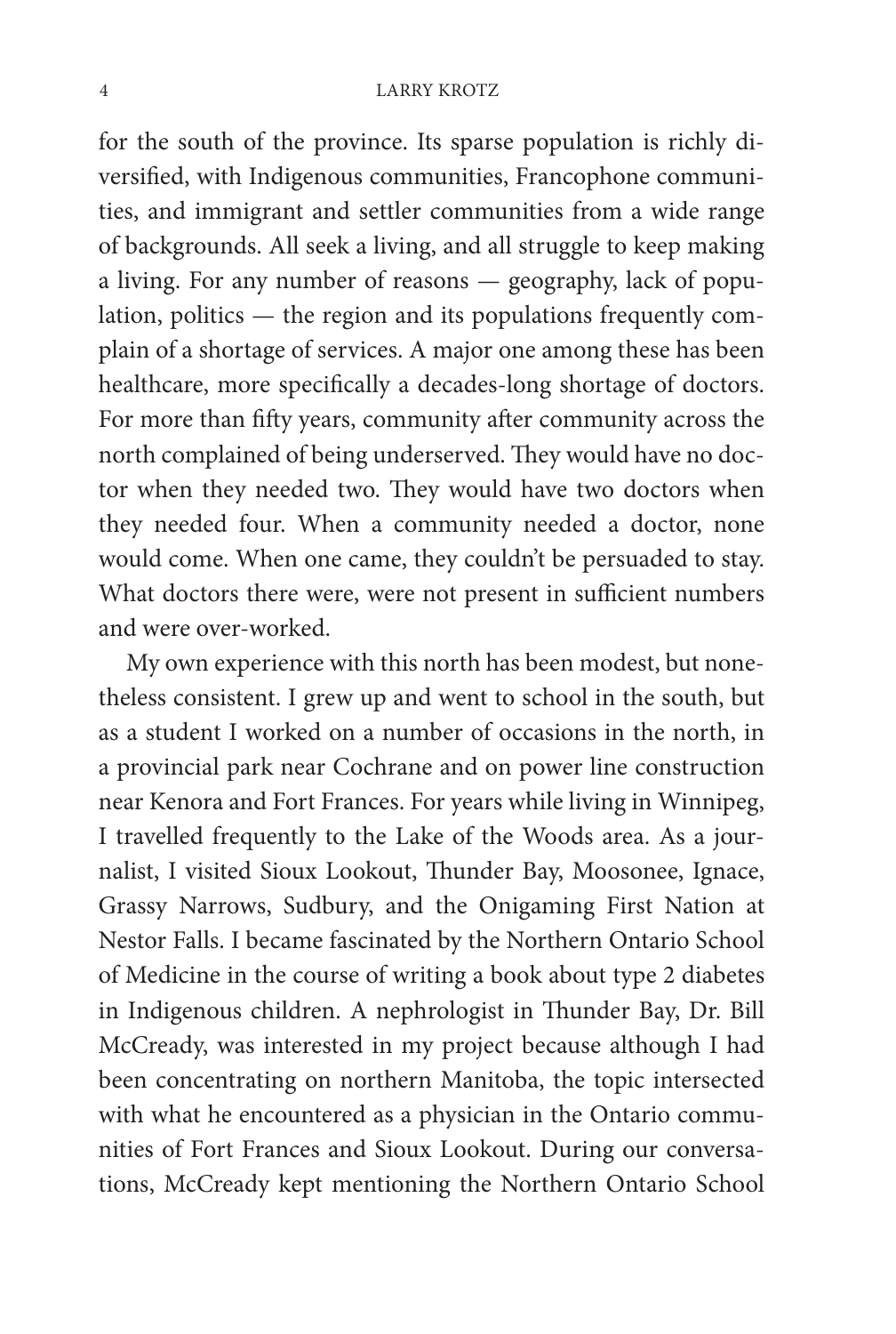for the south of the province. Its sparse population is richly diversified, with Indigenous communities, Francophone communities, and immigrant and settler communities from a wide range of backgrounds. All seek a living, and all struggle to keep making a living. For any number of reasons — geography, lack of population, politics — the region and its populations frequently complain of a shortage of services. A major one among these has been healthcare, more specifically a decades-long shortage of doctors. For more than fifty years, community after community across the north complained of being underserved. They would have no doctor when they needed two. They would have two doctors when they needed four. When a community needed a doctor, none would come. When one came, they couldn't be persuaded to stay. What doctors there were, were not present in sufficient numbers and were over-worked.

My own experience with this north has been modest, but nonetheless consistent. I grew up and went to school in the south, but as a student I worked on a number of occasions in the north, in a provincial park near Cochrane and on power line construction near Kenora and Fort Frances. For years while living in Winnipeg, I travelled frequently to the Lake of the Woods area. As a journalist, I visited Sioux Lookout, Thunder Bay, Moosonee, Ignace, Grassy Narrows, Sudbury, and the Onigaming First Nation at Nestor Falls. I became fascinated by the Northern Ontario School of Medicine in the course of writing a book about type 2 diabetes in Indigenous children. A nephrologist in Thunder Bay, Dr. Bill McCready, was interested in my project because although I had been concentrating on northern Manitoba, the topic intersected with what he encountered as a physician in the Ontario communities of Fort Frances and Sioux Lookout. During our conversations, McCready kept mentioning the Northern Ontario School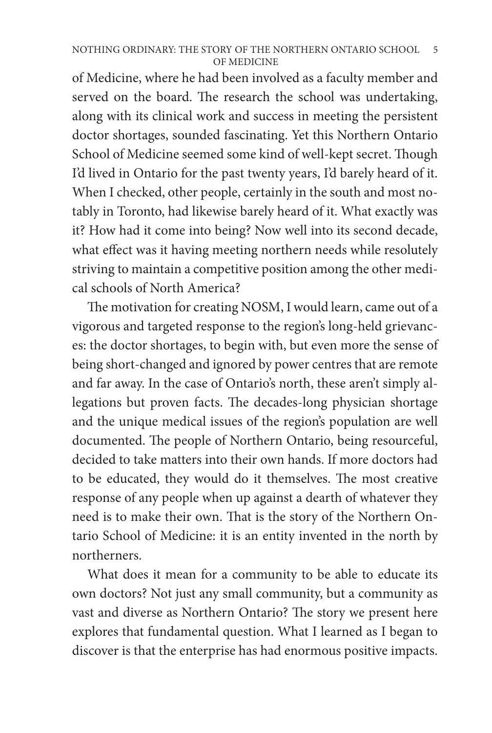of Medicine, where he had been involved as a faculty member and served on the board. The research the school was undertaking, along with its clinical work and success in meeting the persistent doctor shortages, sounded fascinating. Yet this Northern Ontario School of Medicine seemed some kind of well-kept secret. Though I'd lived in Ontario for the past twenty years, I'd barely heard of it. When I checked, other people, certainly in the south and most notably in Toronto, had likewise barely heard of it. What exactly was it? How had it come into being? Now well into its second decade, what effect was it having meeting northern needs while resolutely striving to maintain a competitive position among the other medical schools of North America?

The motivation for creating NOSM, I would learn, came out of a vigorous and targeted response to the region's long-held grievances: the doctor shortages, to begin with, but even more the sense of being short-changed and ignored by power centres that are remote and far away. In the case of Ontario's north, these aren't simply allegations but proven facts. The decades-long physician shortage and the unique medical issues of the region's population are well documented. The people of Northern Ontario, being resourceful, decided to take matters into their own hands. If more doctors had to be educated, they would do it themselves. The most creative response of any people when up against a dearth of whatever they need is to make their own. That is the story of the Northern Ontario School of Medicine: it is an entity invented in the north by northerners.

What does it mean for a community to be able to educate its own doctors? Not just any small community, but a community as vast and diverse as Northern Ontario? The story we present here explores that fundamental question. What I learned as I began to discover is that the enterprise has had enormous positive impacts.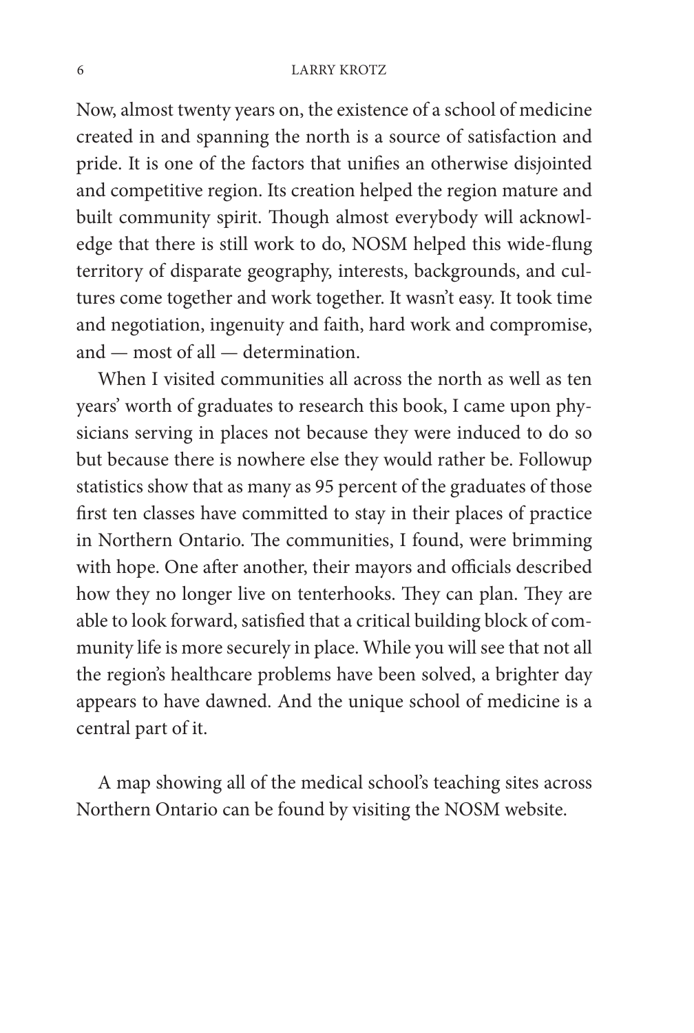Now, almost twenty years on, the existence of a school of medicine created in and spanning the north is a source of satisfaction and pride. It is one of the factors that unifies an otherwise disjointed and competitive region. Its creation helped the region mature and built community spirit. Though almost everybody will acknowledge that there is still work to do, NOSM helped this wide-flung territory of disparate geography, interests, backgrounds, and cultures come together and work together. It wasn't easy. It took time and negotiation, ingenuity and faith, hard work and compromise, and — most of all — determination.

When I visited communities all across the north as well as ten years' worth of graduates to research this book, I came upon physicians serving in places not because they were induced to do so but because there is nowhere else they would rather be. Followup statistics show that as many as 95 percent of the graduates of those first ten classes have committed to stay in their places of practice in Northern Ontario. The communities, I found, were brimming with hope. One after another, their mayors and officials described how they no longer live on tenterhooks. They can plan. They are able to look forward, satisfied that a critical building block of community life is more securely in place. While you will see that not all the region's healthcare problems have been solved, a brighter day appears to have dawned. And the unique school of medicine is a central part of it.

A map showing all of the medical school's teaching sites across Northern Ontario can be found by visiting the NOSM website.